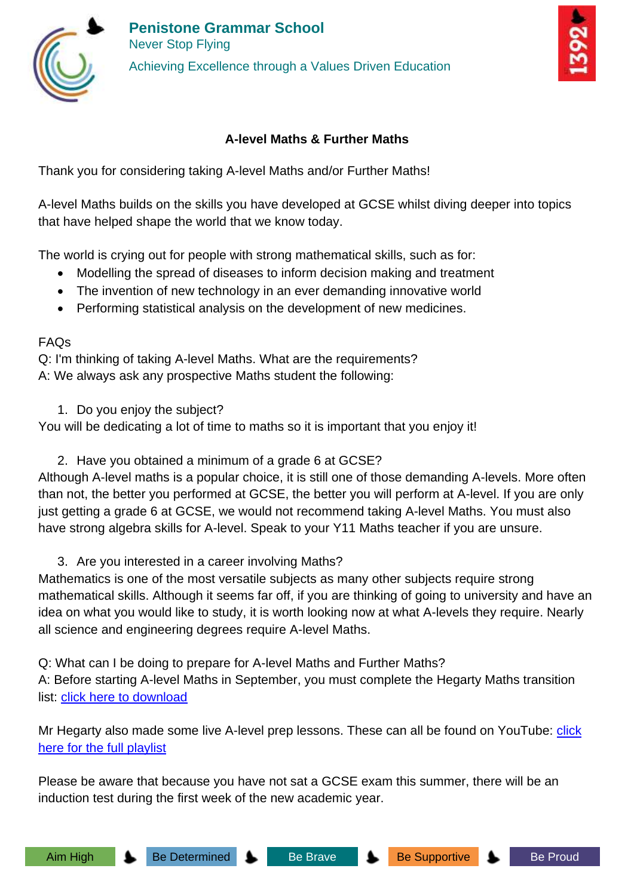**Penistone Grammar School**

Never Stop Flying

Achieving Excellence through a Values Driven Education

## A-level Maths & Further Maths

Thank you for considering taking A-level Maths and/or Further Maths!

A-level Maths builds on the skills you have developed at GCSE whilst diving deeper into topics that have helped shape the world that we know today.

The world is crying out for people with strong mathematical skills, such as for:

- Modelling the spread of diseases to inform decision making and treatment
- The invention of new technology in an ever demanding innovative world
- Performing statistical analysis on the development of new medicines.

FAQs

Q: I'm thinking of taking A-level Maths. What are the requirements?

A: We always ask any prospective Maths student the following:

1. Do you enjoy the subject?

You will be dedicating a lot of time to maths so it is important that you enjoy it!

2. Have you obtained a minimum of a grade 6 at GCSE?

Although A-level maths is a popular choice, it is still one of those demanding A-levels. More often than not, the better you performed at GCSE, the better you will perform at A-level. If you are only just getting a grade 6 at GCSE, we would not recommend taking A-level Maths. You must also have strong algebra skills for A-level. Speak to your Y11 Maths teacher if you are unsure.

3. Are you interested in a career involving Maths?

Mathematics is one of the most versatile subjects as many other subjects require strong mathematical skills. Although it seems far off, if you are thinking of going to university and have an idea on what you would like to study, it is worth looking now at what A-levels they require. Nearly all science and engineering degrees require A-level Maths.

Q: What can I be doing to prepare for A-level Maths and Further Maths?

A: Before starting A-level Maths in September, you must complete the Hegarty Maths transition list: click here to download

Mr Hegarty also made some live A-level prep lessons. These can all be found on YouTube: click here for the full playlist

Please be aware that because you have not sat a GCSE exam this summer, there will be an induction test during the first week of the new academic year.

Aim High | Be Determined | Be Brave | Be Supportive | Be Proud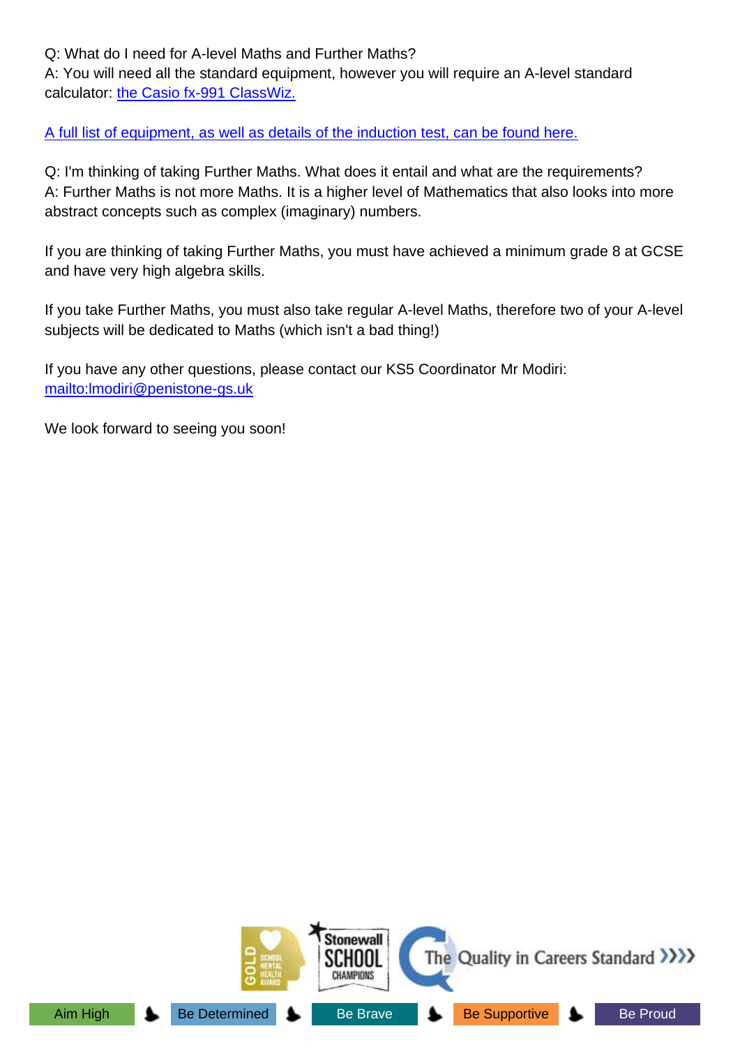Q: What do I need for A-level Maths and Further Maths?
A: You will need all the standard equipment, however you will require an A-level standard calculator: [the Casio fx-991 ClassWiz.]

[A full list of equipment, as well as details of the induction test, can be found here.]

Q: I'm thinking of taking Further Maths. What does it entail and what are the requirements?
A: Further Maths is not more Maths. It is a higher level of Mathematics that also looks into more abstract concepts such as complex (imaginary) numbers.

If you are thinking of taking Further Maths, you must have achieved a minimum grade 8 at GCSE and have very high algebra skills.

If you take Further Maths, you must also take regular A-level Maths, therefore two of your A-level subjects will be dedicated to Maths (which isn't a bad thing!)

If you have any other questions, please contact our KS5 Coordinator Mr Modiri:
mailto:lmodiri@penistone-gs.uk

We look forward to seeing you soon!